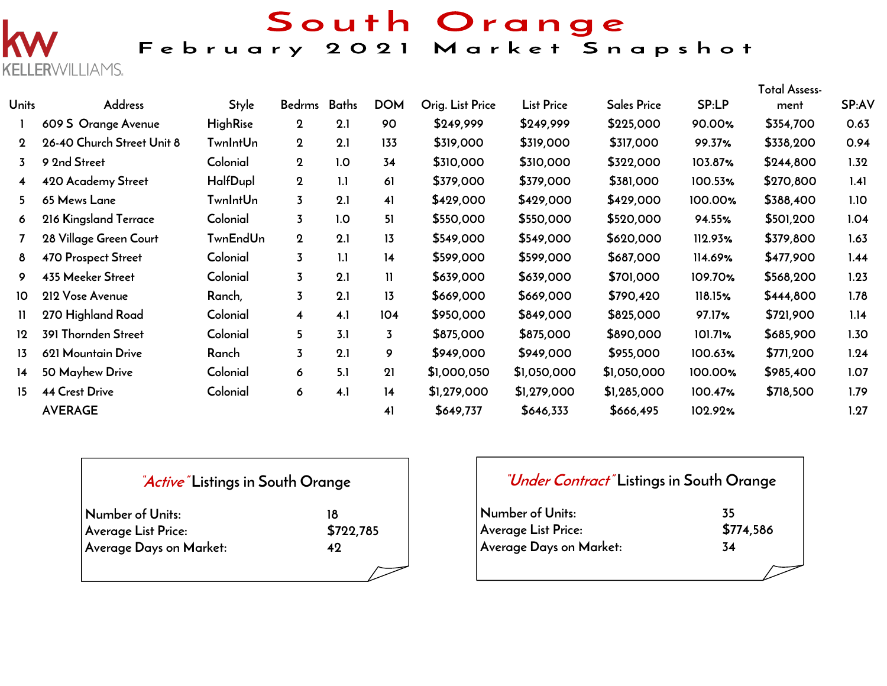# South Orange

## February 2021 Market Snapshot

KELLERWILLIAMS.

| Units | Address | Style | Bedrms | Baths | DOM | Orig. List Price | List Price | Sales Price | SP:LP | Total Assess-ment | SP:AV |
|---|---|---|---|---|---|---|---|---|---|---|---|
| 1 | 609 S Orange Avenue | HighRise | 2 | 2.1 | 90 | $249,999 | $249,999 | $225,000 | 90.00% | $354,700 | 0.63 |
| 2 | 26-40 Church Street Unit 8 | TwnIntUn | 2 | 2.1 | 133 | $319,000 | $319,000 | $317,000 | 99.37% | $338,200 | 0.94 |
| 3 | 9 2nd Street | Colonial | 2 | 1.0 | 34 | $310,000 | $310,000 | $322,000 | 103.87% | $244,800 | 1.32 |
| 4 | 420 Academy Street | HalfDupl | 2 | 1.1 | 61 | $379,000 | $379,000 | $381,000 | 100.53% | $270,800 | 1.41 |
| 5 | 65 Mews Lane | TwnIntUn | 3 | 2.1 | 41 | $429,000 | $429,000 | $429,000 | 100.00% | $388,400 | 1.10 |
| 6 | 216 Kingsland Terrace | Colonial | 3 | 1.0 | 51 | $550,000 | $550,000 | $520,000 | 94.55% | $501,200 | 1.04 |
| 7 | 28 Village Green Court | TwnEndUn | 2 | 2.1 | 13 | $549,000 | $549,000 | $620,000 | 112.93% | $379,800 | 1.63 |
| 8 | 470 Prospect Street | Colonial | 3 | 1.1 | 14 | $599,000 | $599,000 | $687,000 | 114.69% | $477,900 | 1.44 |
| 9 | 435 Meeker Street | Colonial | 3 | 2.1 | 11 | $639,000 | $639,000 | $701,000 | 109.70% | $568,200 | 1.23 |
| 10 | 212 Vose Avenue | Ranch, | 3 | 2.1 | 13 | $669,000 | $669,000 | $790,420 | 118.15% | $444,800 | 1.78 |
| 11 | 270 Highland Road | Colonial | 4 | 4.1 | 104 | $950,000 | $849,000 | $825,000 | 97.17% | $721,900 | 1.14 |
| 12 | 391 Thornden Street | Colonial | 5 | 3.1 | 3 | $875,000 | $875,000 | $890,000 | 101.71% | $685,900 | 1.30 |
| 13 | 621 Mountain Drive | Ranch | 3 | 2.1 | 9 | $949,000 | $949,000 | $955,000 | 100.63% | $771,200 | 1.24 |
| 14 | 50 Mayhew Drive | Colonial | 6 | 5.1 | 21 | $1,000,050 | $1,050,000 | $1,050,000 | 100.00% | $985,400 | 1.07 |
| 15 | 44 Crest Drive | Colonial | 6 | 4.1 | 14 | $1,279,000 | $1,279,000 | $1,285,000 | 100.47% | $718,500 | 1.79 |
| | AVERAGE | | | | 41 | $649,737 | $646,333 | $666,495 | 102.92% | | 1.27 |

### *"Active"* Listings in South Orange

| | |
|---|---|
| Number of Units: | 18 |
| Average List Price: | $722,785 |
| Average Days on Market: | 42 |

### *"Under Contract"* Listings in South Orange

| | |
|---|---|
| Number of Units: | 35 |
| Average List Price: | $774,586 |
| Average Days on Market: | 34 |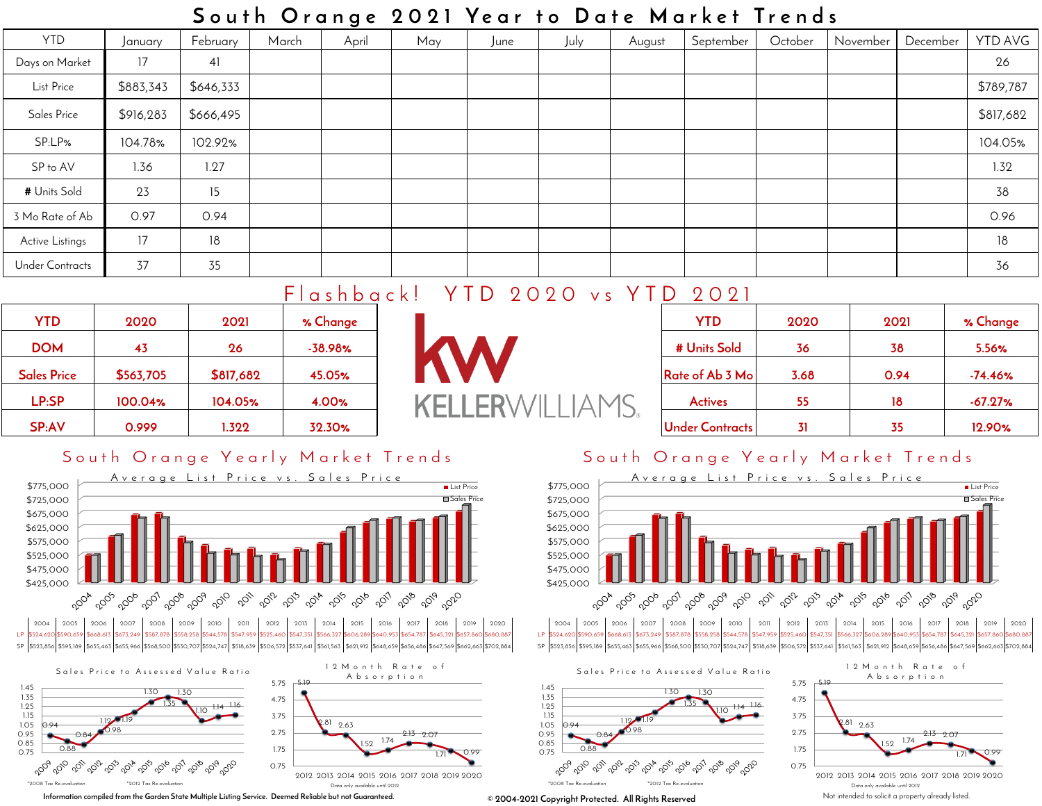# South Orange 2021 Year to Date Market Trends

| YTD | January | February | March | April | May | June | July | August | September | October | November | December | YTD AVG |
|---|---|---|---|---|---|---|---|---|---|---|---|---|---|
| Days on Market | 17 | 41 | | | | | | | | | | | 26 |
| List Price | $883,343 | $646,333 | | | | | | | | | | | $789,787 |
| Sales Price | $916,283 | $666,495 | | | | | | | | | | | $817,682 |
| SP:LP% | 104.78% | 102.92% | | | | | | | | | | | 104.05% |
| SP to AV | 1.36 | 1.27 | | | | | | | | | | | 1.32 |
| # Units Sold | 23 | 15 | | | | | | | | | | | 38 |
| 3 Mo Rate of Ab | 0.97 | 0.94 | | | | | | | | | | | 0.96 |
| Active Listings | 17 | 18 | | | | | | | | | | | 18 |
| Under Contracts | 37 | 35 | | | | | | | | | | | 36 |

## Flashback! YTD 2020 vs YTD 2021

| YTD | 2020 | 2021 | % Change |
|---|---|---|---|
| DOM | 43 | 26 | -38.98% |
| Sales Price | $563,705 | $817,682 | 45.05% |
| LP:SP | 100.04% | 104.05% | 4.00% |
| SP:AV | 0.999 | 1.322 | 32.30% |

KELLERWILLIAMS.

| YTD | 2020 | 2021 | % Change |
|---|---|---|---|
| # Units Sold | 36 | 38 | 5.56% |
| Rate of Ab 3 Mo | 3.68 | 0.94 | -74.46% |
| Actives | 55 | 18 | -67.27% |
| Under Contracts | 31 | 35 | 12.90% |

## South Orange Yearly Market Trends

Average List Price vs. Sales Price

List Price
Sales Price

$775,000 $725,000 $675,000 $625,000 $575,000 $525,000 $475,000 $425,000

2004 2005 2006 2007 2008 2009 2010 2011 2012 2013 2014 2015 2016 2017 2018 2019 2020

| | 2004 | 2005 | 2006 | 2007 | 2008 | 2009 | 2010 | 2011 | 2012 | 2013 | 2014 | 2015 | 2016 | 2017 | 2018 | 2019 | 2020 |
|---|---|---|---|---|---|---|---|---|---|---|---|---|---|---|---|---|---|
| LP | $524,620 | $590,659 | $668,613 | $673,249 | $587,878 | $558,258 | $544,578 | $547,959 | $525,460 | $547,351 | $566,327 | $606,289 | $640,953 | $654,787 | $645,321 | $657,860 | $680,887 |
| SP | $523,856 | $595,189 | $655,463 | $655,966 | $568,500 | $530,707 | $524,747 | $518,639 | $506,572 | $537,641 | $561,563 | $621,912 | $648,659 | $656,486 | $647,569 | $662,663 | $702,884 |

Sales Price to Assessed Value Ratio

1.45 1.35 1.25 1.15 1.05 0.95 0.85 0.75

0.94 0.88 0.84 1.12 0.98 1.19 1.30 1.35 1.30 1.10 1.14 1.16

2009 2010 2011 2012 2013 2014 2015 2016 2017 2018 2019 2020

*2008 Tax Re-evaluation
*2012 Tax Re-evaluation

12 Month Rate of Absorption

5.75 4.75 3.75 2.75 1.75 0.75

5.19 2.81 2.63 1.52 1.74 2.13 2.07 1.71 0.99

2012 2013 2014 2015 2016 2017 2018 2019 2020

Data only available until 2012

Information compiled from the Garden State Multiple Listing Service. Deemed Reliable but not Guaranteed.

© 2004-2021 Copyright Protected. All Rights Reserved

Not intended to solicit a property already listed.